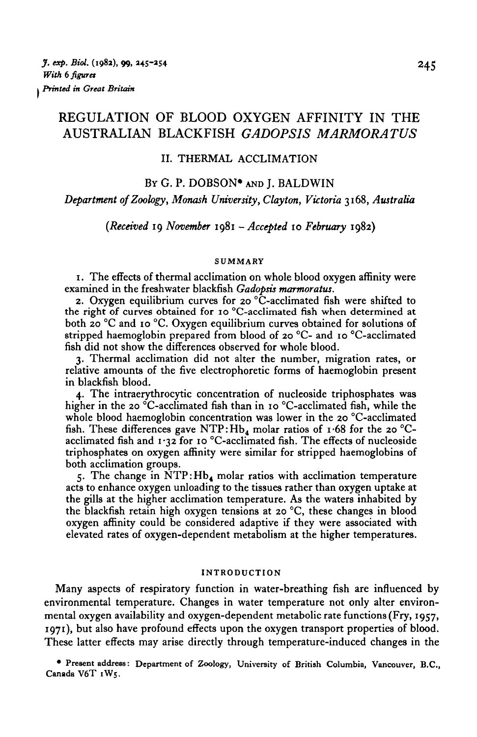# REGULATION OF BLOOD OXYGEN AFFINITY IN THE AUSTRALIAN BLACKFISH *GADOPSIS MARMORATUS*

## II. THERMAL ACCLIMATION

By G. P. DOBSON* and J. BALDWIN

*Department of Zoology, Monash University, Clayton, Victoria 3168, Australia*

(*Received* 19 *November* 1981 – *Accepted* 10 *February* 1982)

### SUMMARY

1. The effects of thermal acclimation on whole blood oxygen affinity were examined in the freshwater blackfish *Gadopsis marmoratus*.

2. Oxygen equilibrium curves for 20 °C-acclimated fish were shifted to the right of curves obtained for 10 °C-acclimated fish when determined at both 20 °C and 10 °C. Oxygen equilibrium curves obtained for solutions of stripped haemoglobin prepared from blood of 20 °C- and 10 °C-acclimated fish did not show the differences observed for whole blood.

3. Thermal acclimation did not alter the number, migration rates, or relative amounts of the five electrophoretic forms of haemoglobin present in blackfish blood.

4. The intraerythrocytic concentration of nucleoside triphosphates was higher in the 20 °C-acclimated fish than in 10 °C-acclimated fish, while the whole blood haemoglobin concentration was lower in the 20 °C-acclimated fish. These differences gave NTP:$Hb_4$ molar ratios of 1·68 for the 20 °C-acclimated fish and 1·32 for 10 °C-acclimated fish. The effects of nucleoside triphosphates on oxygen affinity were similar for stripped haemoglobins of both acclimation groups.

5. The change in NTP:$Hb_4$ molar ratios with acclimation temperature acts to enhance oxygen unloading to the tissues rather than oxygen uptake at the gills at the higher acclimation temperature. As the waters inhabited by the blackfish retain high oxygen tensions at 20 °C, these changes in blood oxygen affinity could be considered adaptive if they were associated with elevated rates of oxygen-dependent metabolism at the higher temperatures.

### INTRODUCTION

Many aspects of respiratory function in water-breathing fish are influenced by environmental temperature. Changes in water temperature not only alter environmental oxygen availability and oxygen-dependent metabolic rate functions (Fry, 1957, 1971), but also have profound effects upon the oxygen transport properties of blood. These latter effects may arise directly through temperature-induced changes in the

* Present address: Department of Zoology, University of British Columbia, Vancouver, B.C., Canada V6T 1W5.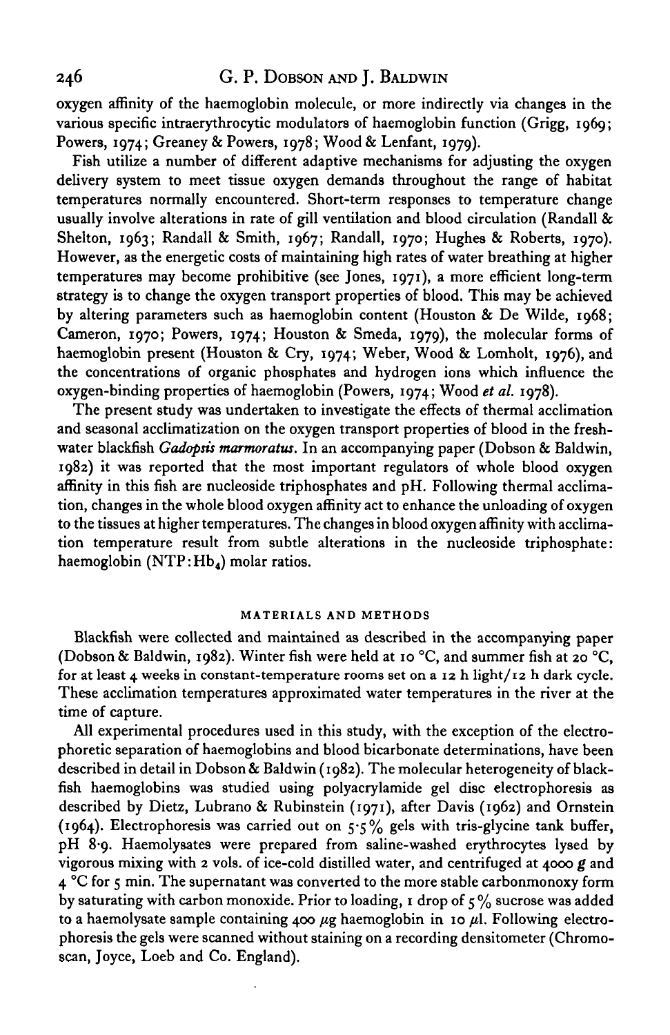oxygen affinity of the haemoglobin molecule, or more indirectly via changes in the various specific intraerythrocytic modulators of haemoglobin function (Grigg, 1969; Powers, 1974; Greaney & Powers, 1978; Wood & Lenfant, 1979).

Fish utilize a number of different adaptive mechanisms for adjusting the oxygen delivery system to meet tissue oxygen demands throughout the range of habitat temperatures normally encountered. Short-term responses to temperature change usually involve alterations in rate of gill ventilation and blood circulation (Randall & Shelton, 1963; Randall & Smith, 1967; Randall, 1970; Hughes & Roberts, 1970). However, as the energetic costs of maintaining high rates of water breathing at higher temperatures may become prohibitive (see Jones, 1971), a more efficient long-term strategy is to change the oxygen transport properties of blood. This may be achieved by altering parameters such as haemoglobin content (Houston & De Wilde, 1968; Cameron, 1970; Powers, 1974; Houston & Smeda, 1979), the molecular forms of haemoglobin present (Houston & Cry, 1974; Weber, Wood & Lomholt, 1976), and the concentrations of organic phosphates and hydrogen ions which influence the oxygen-binding properties of haemoglobin (Powers, 1974; Wood *et al.* 1978).

The present study was undertaken to investigate the effects of thermal acclimation and seasonal acclimatization on the oxygen transport properties of blood in the freshwater blackfish *Gadopsis marmoratus*. In an accompanying paper (Dobson & Baldwin, 1982) it was reported that the most important regulators of whole blood oxygen affinity in this fish are nucleoside triphosphates and pH. Following thermal acclimation, changes in the whole blood oxygen affinity act to enhance the unloading of oxygen to the tissues at higher temperatures. The changes in blood oxygen affinity with acclimation temperature result from subtle alterations in the nucleoside triphosphate: haemoglobin ($NTP:Hb_4$) molar ratios.

## MATERIALS AND METHODS

Blackfish were collected and maintained as described in the accompanying paper (Dobson & Baldwin, 1982). Winter fish were held at 10 °C, and summer fish at 20 °C, for at least 4 weeks in constant-temperature rooms set on a 12 h light/12 h dark cycle. These acclimation temperatures approximated water temperatures in the river at the time of capture.

All experimental procedures used in this study, with the exception of the electrophoretic separation of haemoglobins and blood bicarbonate determinations, have been described in detail in Dobson & Baldwin (1982). The molecular heterogeneity of blackfish haemoglobins was studied using polyacrylamide gel disc electrophoresis as described by Dietz, Lubrano & Rubinstein (1971), after Davis (1962) and Ornstein (1964). Electrophoresis was carried out on 5·5% gels with tris-glycine tank buffer, pH 8·9. Haemolysates were prepared from saline-washed erythrocytes lysed by vigorous mixing with 2 vols. of ice-cold distilled water, and centrifuged at 4000 *g* and 4 °C for 5 min. The supernatant was converted to the more stable carbonmonoxy form by saturating with carbon monoxide. Prior to loading, 1 drop of 5% sucrose was added to a haemolysate sample containing 400 μg haemoglobin in 10 μl. Following electrophoresis the gels were scanned without staining on a recording densitometer (Chromoscan, Joyce, Loeb and Co. England).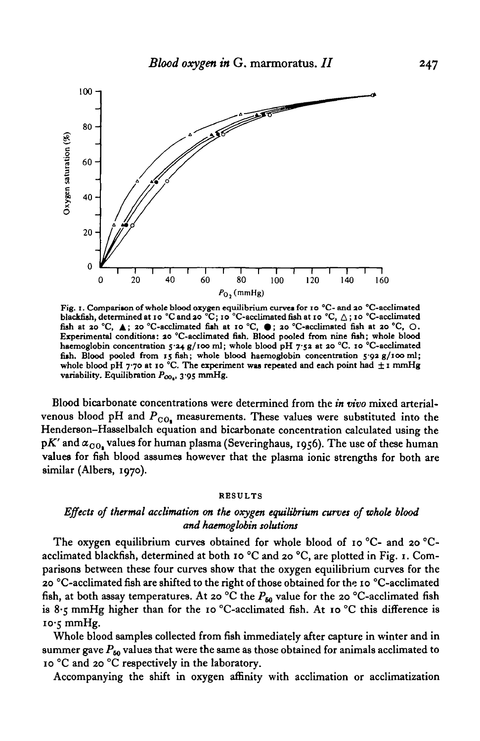Fig. 1. Comparison of whole blood oxygen equilibrium curves for 10 °C- and 20 °C-acclimated blackfish, determined at 10 °C and 20 °C; 10 °C-acclimated fish at 10 °C, △; 10 °C-acclimated fish at 20 °C, ▲; 20 °C-acclimated fish at 10 °C, ●; 20 °C-acclimated fish at 20 °C, ○. Experimental conditions: 20 °C-acclimated fish. Blood pooled from nine fish; whole blood haemoglobin concentration 5·24 g/100 ml; whole blood pH 7·52 at 20 °C. 10 °C-acclimated fish. Blood pooled from 15 fish; whole blood haemoglobin concentration 5·92 g/100 ml; whole blood pH 7·70 at 10 °C. The experiment was repeated and each point had ±1 mmHg variability. Equilibration $P_{CO_2}$, 3·95 mmHg.

Blood bicarbonate concentrations were determined from the *in vivo* mixed arterial-venous blood pH and $P_{CO_2}$ measurements. These values were substituted into the Henderson–Hasselbalch equation and bicarbonate concentration calculated using the $pK'$ and $\alpha_{CO_2}$ values for human plasma (Severinghaus, 1956). The use of these human values for fish blood assumes however that the plasma ionic strengths for both are similar (Albers, 1970).

## RESULTS

### *Effects of thermal acclimation on the oxygen equilibrium curves of whole blood and haemoglobin solutions*

The oxygen equilibrium curves obtained for whole blood of 10 °C- and 20 °C-acclimated blackfish, determined at both 10 °C and 20 °C, are plotted in Fig. 1. Comparisons between these four curves show that the oxygen equilibrium curves for the 20 °C-acclimated fish are shifted to the right of those obtained for the 10 °C-acclimated fish, at both assay temperatures. At 20 °C the $P_{50}$ value for the 20 °C-acclimated fish is 8·5 mmHg higher than for the 10 °C-acclimated fish. At 10 °C this difference is 10·5 mmHg.

Whole blood samples collected from fish immediately after capture in winter and in summer gave $P_{50}$ values that were the same as those obtained for animals acclimated to 10 °C and 20 °C respectively in the laboratory.

Accompanying the shift in oxygen affinity with acclimation or acclimatization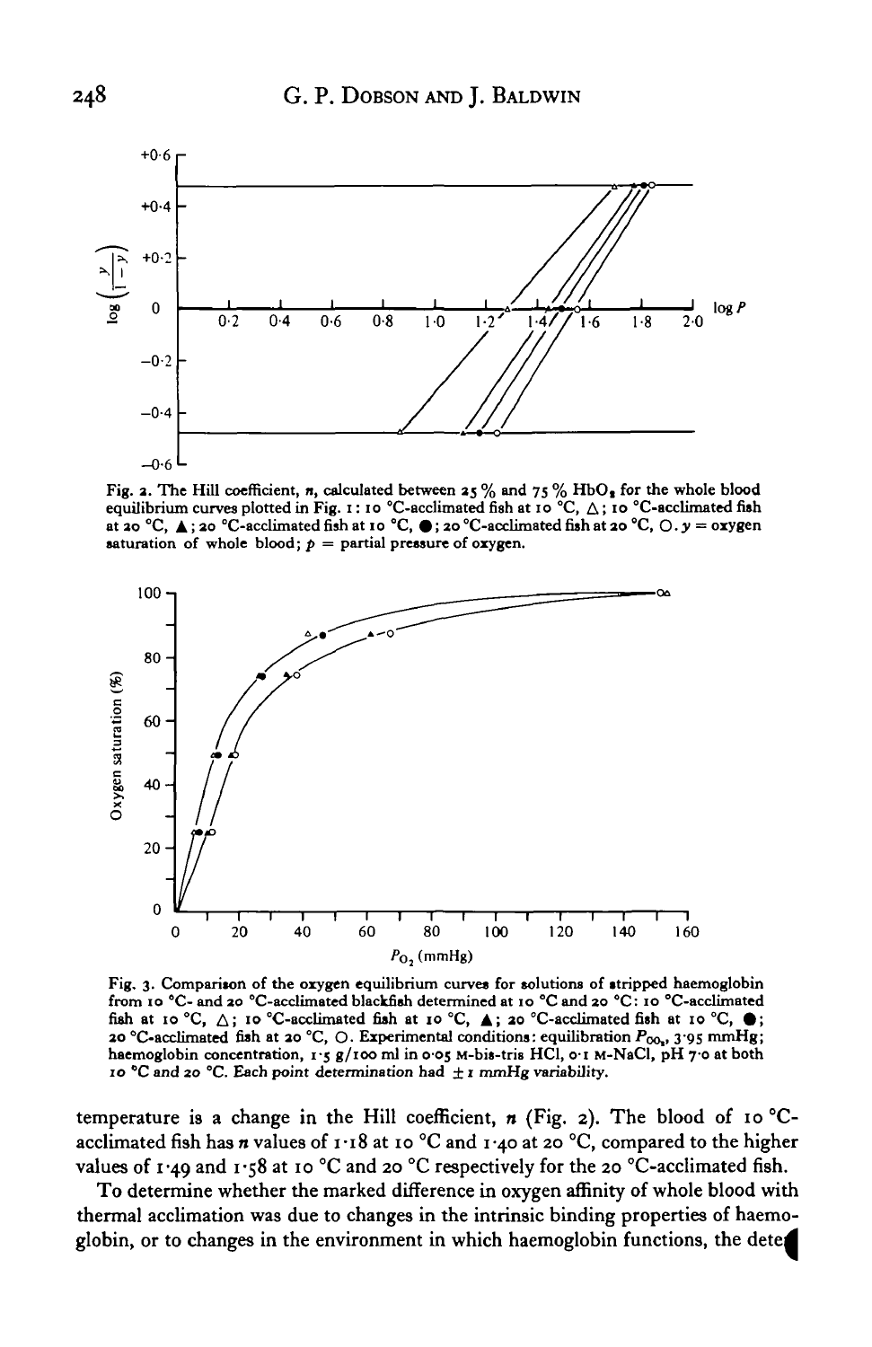Fig. 2. The Hill coefficient, $n$, calculated between 25 % and 75 % $HbO_2$ for the whole blood equilibrium curves plotted in Fig. 1: 10 °C-acclimated fish at 10 °C, △; 10 °C-acclimated fish at 20 °C, ▲; 20 °C-acclimated fish at 10 °C, ●; 20 °C-acclimated fish at 20 °C, ○. $y$ = oxygen saturation of whole blood; $p$ = partial pressure of oxygen.

Fig. 3. Comparison of the oxygen equilibrium curves for solutions of stripped haemoglobin from 10 °C- and 20 °C-acclimated blackfish determined at 10 °C and 20 °C: 10 °C-acclimated fish at 10 °C, △; 10 °C-acclimated fish at 10 °C, ▲; 20 °C-acclimated fish at 10 °C, ●; 20 °C-acclimated fish at 20 °C, ○. Experimental conditions: equilibration $P_{CO_2}$, 3·95 mmHg; haemoglobin concentration, 1·5 g/100 ml in 0·05 M-bis-tris HCl, 0·1 M-NaCl, pH 7·0 at both 10 °C and 20 °C. Each point determination had ±1 mmHg variability.

temperature is a change in the Hill coefficient, $n$ (Fig. 2). The blood of 10 °C-acclimated fish has $n$ values of 1·18 at 10 °C and 1·40 at 20 °C, compared to the higher values of 1·49 and 1·58 at 10 °C and 20 °C respectively for the 20 °C-acclimated fish.

To determine whether the marked difference in oxygen affinity of whole blood with thermal acclimation was due to changes in the intrinsic binding properties of haemoglobin, or to changes in the environment in which haemoglobin functions, the dete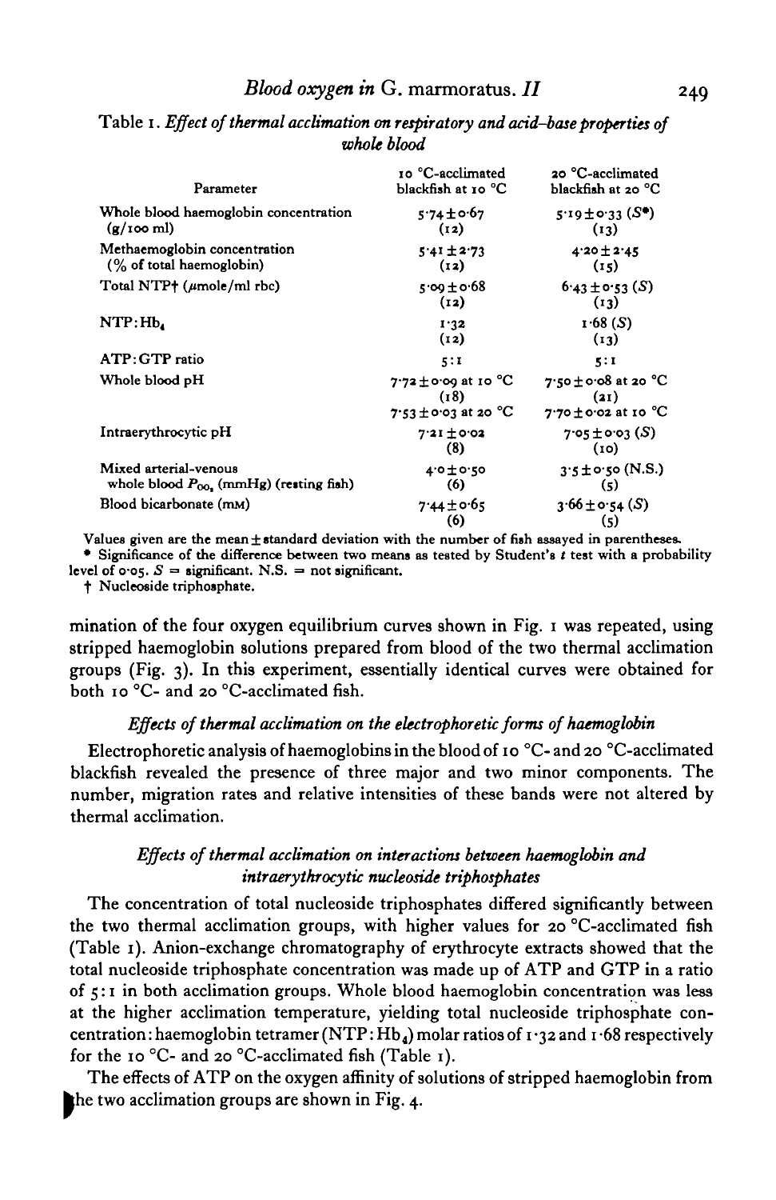Table 1. *Effect of thermal acclimation on respiratory and acid–base properties of whole blood*

| Parameter | 10 °C-acclimated blackfish at 10 °C | 20 °C-acclimated blackfish at 20 °C |
|---|---|---|
| Whole blood haemoglobin concentration (g/100 ml) | 5·74 ± 0·67 (12) | 5·19 ± 0·33 (S*) (13) |
| Methaemoglobin concentration (% of total haemoglobin) | 5·41 ± 2·73 (12) | 4·20 ± 2·45 (15) |
| Total NTP† (μmole/ml rbc) | 5·09 ± 0·68 (12) | 6·43 ± 0·53 (S) (13) |
| NTP:$Hb_4$ | 1·32 (12) | 1·68 (S) (13) |
| ATP:GTP ratio | 5:1 | 5:1 |
| Whole blood pH | 7·72 ± 0·09 at 10 °C (18); 7·53 ± 0·03 at 20 °C | 7·50 ± 0·08 at 20 °C (21); 7·70 ± 0·02 at 10 °C |
| Intraerythrocytic pH | 7·21 ± 0·02 (8) | 7·05 ± 0·03 (S) (10) |
| Mixed arterial-venous whole blood $P_{CO_2}$ (mmHg) (resting fish) | 4·0 ± 0·50 (6) | 3·5 ± 0·50 (N.S.) (5) |
| Blood bicarbonate (mM) | 7·44 ± 0·65 (6) | 3·66 ± 0·54 (S) (5) |

Values given are the mean ± standard deviation with the number of fish assayed in parentheses.

\* Significance of the difference between two means as tested by Student's *t* test with a probability level of 0·05. S = significant. N.S. = not significant.

† Nucleoside triphosphate.

mination of the four oxygen equilibrium curves shown in Fig. 1 was repeated, using stripped haemoglobin solutions prepared from blood of the two thermal acclimation groups (Fig. 3). In this experiment, essentially identical curves were obtained for both 10 °C- and 20 °C-acclimated fish.

### *Effects of thermal acclimation on the electrophoretic forms of haemoglobin*

Electrophoretic analysis of haemoglobins in the blood of 10 °C- and 20 °C-acclimated blackfish revealed the presence of three major and two minor components. The number, migration rates and relative intensities of these bands were not altered by thermal acclimation.

### *Effects of thermal acclimation on interactions between haemoglobin and intraerythrocytic nucleoside triphosphates*

The concentration of total nucleoside triphosphates differed significantly between the two thermal acclimation groups, with higher values for 20 °C-acclimated fish (Table 1). Anion-exchange chromatography of erythrocyte extracts showed that the total nucleoside triphosphate concentration was made up of ATP and GTP in a ratio of 5:1 in both acclimation groups. Whole blood haemoglobin concentration was less at the higher acclimation temperature, yielding total nucleoside triphosphate concentration:haemoglobin tetramer (NTP:$Hb_4$) molar ratios of 1·32 and 1·68 respectively for the 10 °C- and 20 °C-acclimated fish (Table 1).

The effects of ATP on the oxygen affinity of solutions of stripped haemoglobin from the two acclimation groups are shown in Fig. 4.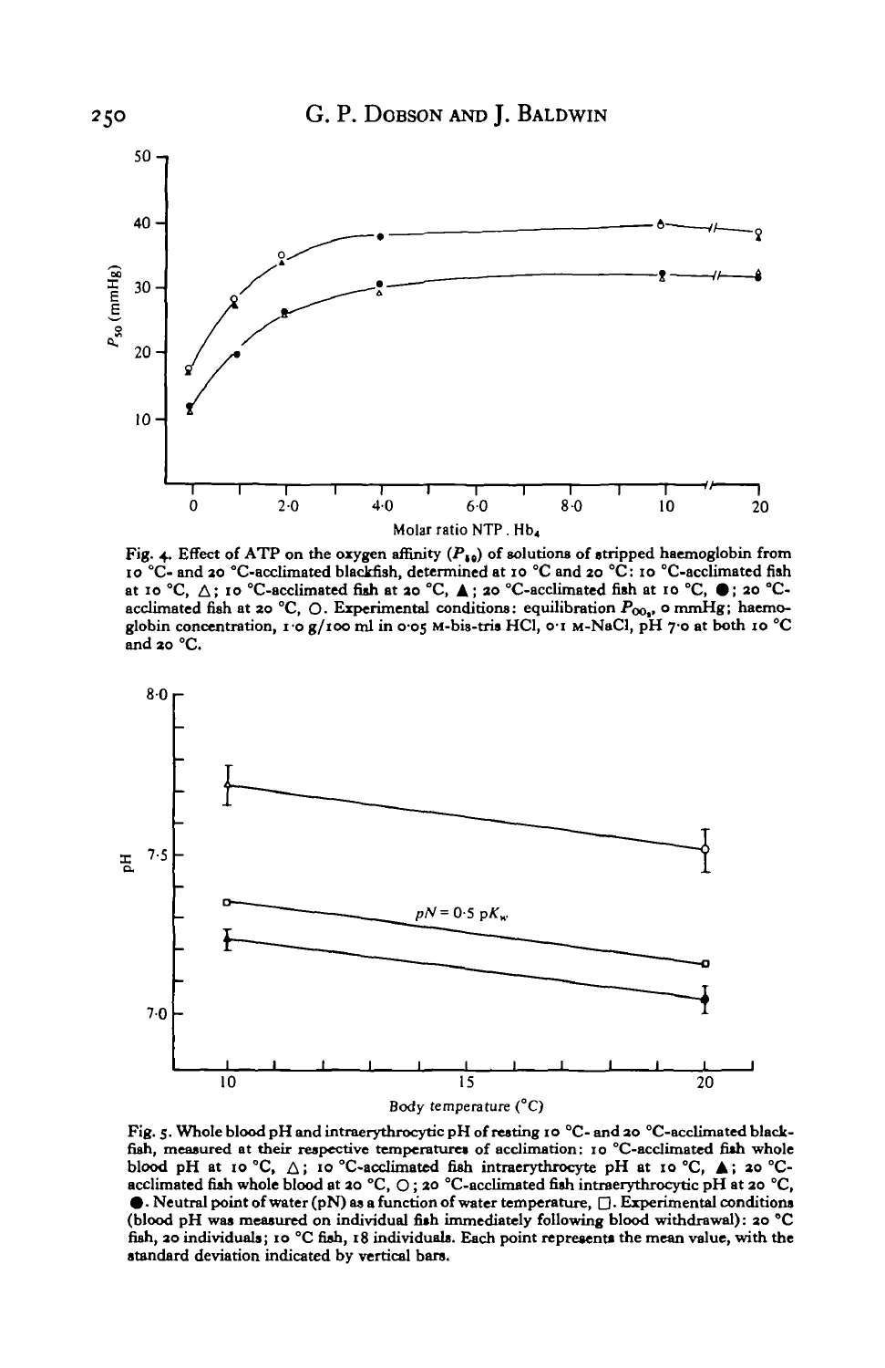Fig. 4. Effect of ATP on the oxygen affinity ($P_{50}$) of solutions of stripped haemoglobin from 10 °C- and 20 °C-acclimated blackfish, determined at 10 °C and 20 °C: 10 °C-acclimated fish at 10 °C, △; 10 °C-acclimated fish at 20 °C, ▲; 20 °C-acclimated fish at 10 °C, ●; 20 °C-acclimated fish at 20 °C, ○. Experimental conditions: equilibration $P_{CO_2}$, 0 mmHg; haemoglobin concentration, 1·0 g/100 ml in 0·05 M-bis-tris HCl, 0·1 M-NaCl, pH 7·0 at both 10 °C and 20 °C.

Fig. 5. Whole blood pH and intraerythrocytic pH of resting 10 °C- and 20 °C-acclimated blackfish, measured at their respective temperatures of acclimation: 10 °C-acclimated fish whole blood pH at 10 °C, △; 10 °C-acclimated fish intraerythrocyte pH at 10 °C, ▲; 20 °C-acclimated fish whole blood at 20 °C, ○; 20 °C-acclimated fish intraerythrocytic pH at 20 °C, ●. Neutral point of water (pN) as a function of water temperature, □. Experimental conditions (blood pH was measured on individual fish immediately following blood withdrawal): 20 °C fish, 20 individuals; 10 °C fish, 18 individuals. Each point represents the mean value, with the standard deviation indicated by vertical bars.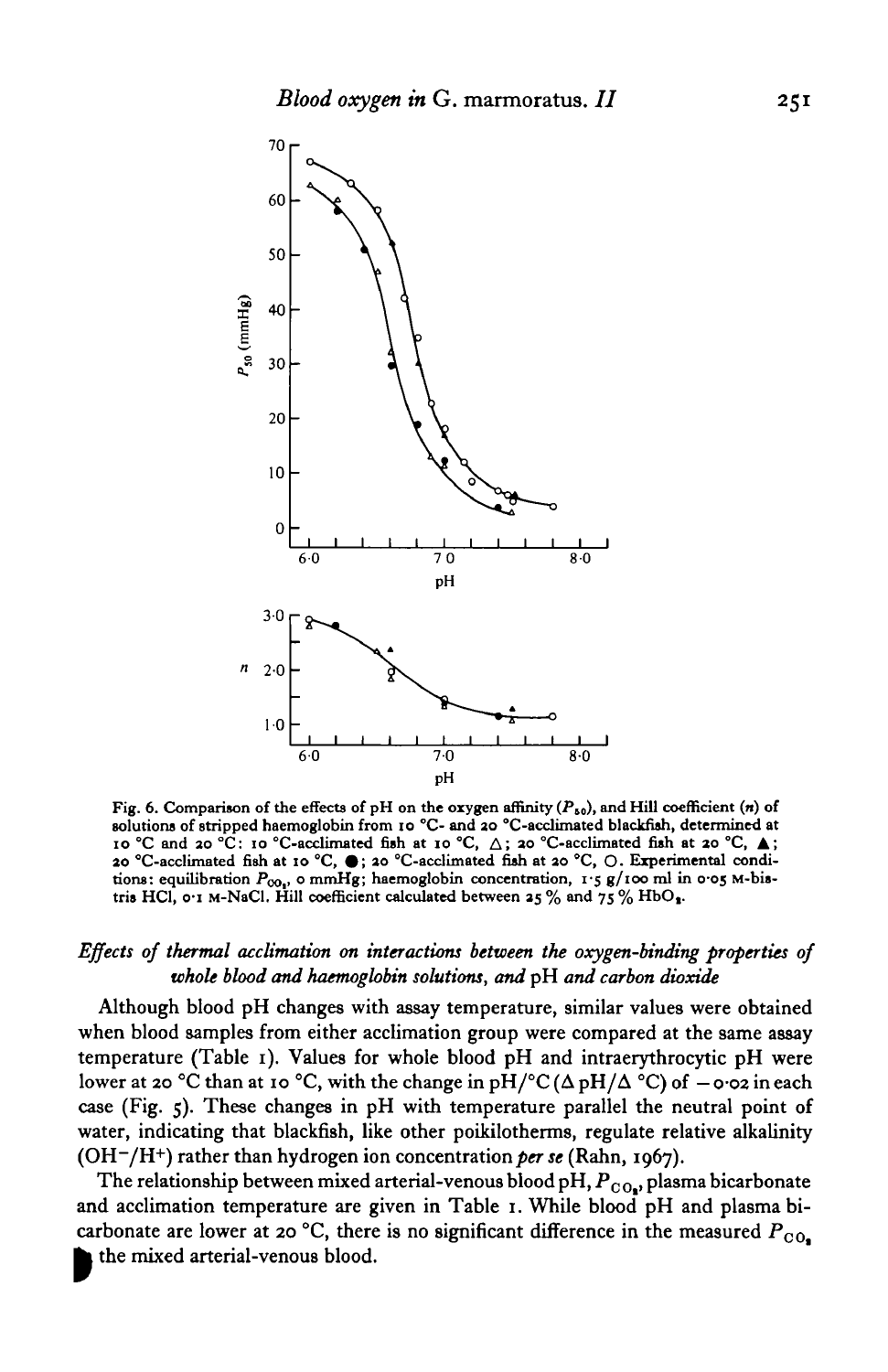Fig. 6. Comparison of the effects of pH on the oxygen affinity ($P_{50}$), and Hill coefficient ($n$) of solutions of stripped haemoglobin from 10 °C- and 20 °C-acclimated blackfish, determined at 10 °C and 20 °C: 10 °C-acclimated fish at 10 °C, △; 20 °C-acclimated fish at 20 °C, ▲; 20 °C-acclimated fish at 10 °C, ●; 20 °C-acclimated fish at 20 °C, ○. Experimental conditions: equilibration $P_{CO_2}$, 0 mmHg; haemoglobin concentration, 1·5 g/100 ml in 0·05 M-bis-tris HCl, 0·1 M-NaCl. Hill coefficient calculated between 25 % and 75 % $HbO_2$.

### *Effects of thermal acclimation on interactions between the oxygen-binding properties of whole blood and haemoglobin solutions, and* pH *and carbon dioxide*

Although blood pH changes with assay temperature, similar values were obtained when blood samples from either acclimation group were compared at the same assay temperature (Table 1). Values for whole blood pH and intraerythrocytic pH were lower at 20 °C than at 10 °C, with the change in pH/°C ($\Delta$ pH/$\Delta$ °C) of −0·02 in each case (Fig. 5). These changes in pH with temperature parallel the neutral point of water, indicating that blackfish, like other poikilotherms, regulate relative alkalinity ($OH^-/H^+$) rather than hydrogen ion concentration *per se* (Rahn, 1967).

The relationship between mixed arterial-venous blood pH, $P_{CO_2}$, plasma bicarbonate and acclimation temperature are given in Table 1. While blood pH and plasma bicarbonate are lower at 20 °C, there is no significant difference in the measured $P_{CO_2}$ the mixed arterial-venous blood.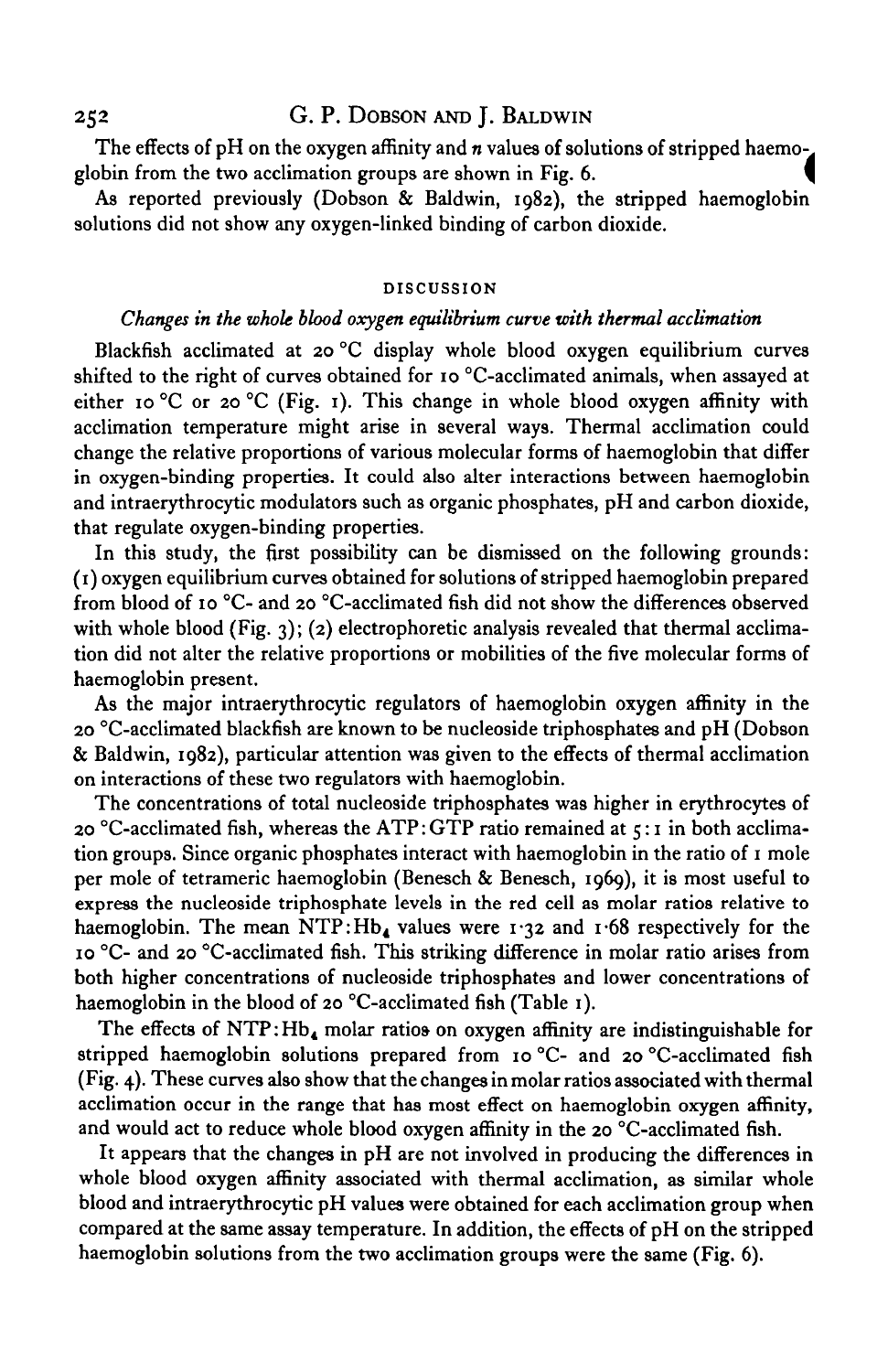The effects of pH on the oxygen affinity and $n$ values of solutions of stripped haemoglobin from the two acclimation groups are shown in Fig. 6.

As reported previously (Dobson & Baldwin, 1982), the stripped haemoglobin solutions did not show any oxygen-linked binding of carbon dioxide.

## DISCUSSION

### *Changes in the whole blood oxygen equilibrium curve with thermal acclimation*

Blackfish acclimated at 20 °C display whole blood oxygen equilibrium curves shifted to the right of curves obtained for 10 °C-acclimated animals, when assayed at either 10 °C or 20 °C (Fig. 1). This change in whole blood oxygen affinity with acclimation temperature might arise in several ways. Thermal acclimation could change the relative proportions of various molecular forms of haemoglobin that differ in oxygen-binding properties. It could also alter interactions between haemoglobin and intraerythrocytic modulators such as organic phosphates, pH and carbon dioxide, that regulate oxygen-binding properties.

In this study, the first possibility can be dismissed on the following grounds: (1) oxygen equilibrium curves obtained for solutions of stripped haemoglobin prepared from blood of 10 °C- and 20 °C-acclimated fish did not show the differences observed with whole blood (Fig. 3); (2) electrophoretic analysis revealed that thermal acclimation did not alter the relative proportions or mobilities of the five molecular forms of haemoglobin present.

As the major intraerythrocytic regulators of haemoglobin oxygen affinity in the 20 °C-acclimated blackfish are known to be nucleoside triphosphates and pH (Dobson & Baldwin, 1982), particular attention was given to the effects of thermal acclimation on interactions of these two regulators with haemoglobin.

The concentrations of total nucleoside triphosphates was higher in erythrocytes of 20 °C-acclimated fish, whereas the ATP:GTP ratio remained at 5:1 in both acclimation groups. Since organic phosphates interact with haemoglobin in the ratio of 1 mole per mole of tetrameric haemoglobin (Benesch & Benesch, 1969), it is most useful to express the nucleoside triphosphate levels in the red cell as molar ratios relative to haemoglobin. The mean NTP:$Hb_4$ values were 1·32 and 1·68 respectively for the 10 °C- and 20 °C-acclimated fish. This striking difference in molar ratio arises from both higher concentrations of nucleoside triphosphates and lower concentrations of haemoglobin in the blood of 20 °C-acclimated fish (Table 1).

The effects of NTP:$Hb_4$ molar ratios on oxygen affinity are indistinguishable for stripped haemoglobin solutions prepared from 10 °C- and 20 °C-acclimated fish (Fig. 4). These curves also show that the changes in molar ratios associated with thermal acclimation occur in the range that has most effect on haemoglobin oxygen affinity, and would act to reduce whole blood oxygen affinity in the 20 °C-acclimated fish.

It appears that the changes in pH are not involved in producing the differences in whole blood oxygen affinity associated with thermal acclimation, as similar whole blood and intraerythrocytic pH values were obtained for each acclimation group when compared at the same assay temperature. In addition, the effects of pH on the stripped haemoglobin solutions from the two acclimation groups were the same (Fig. 6).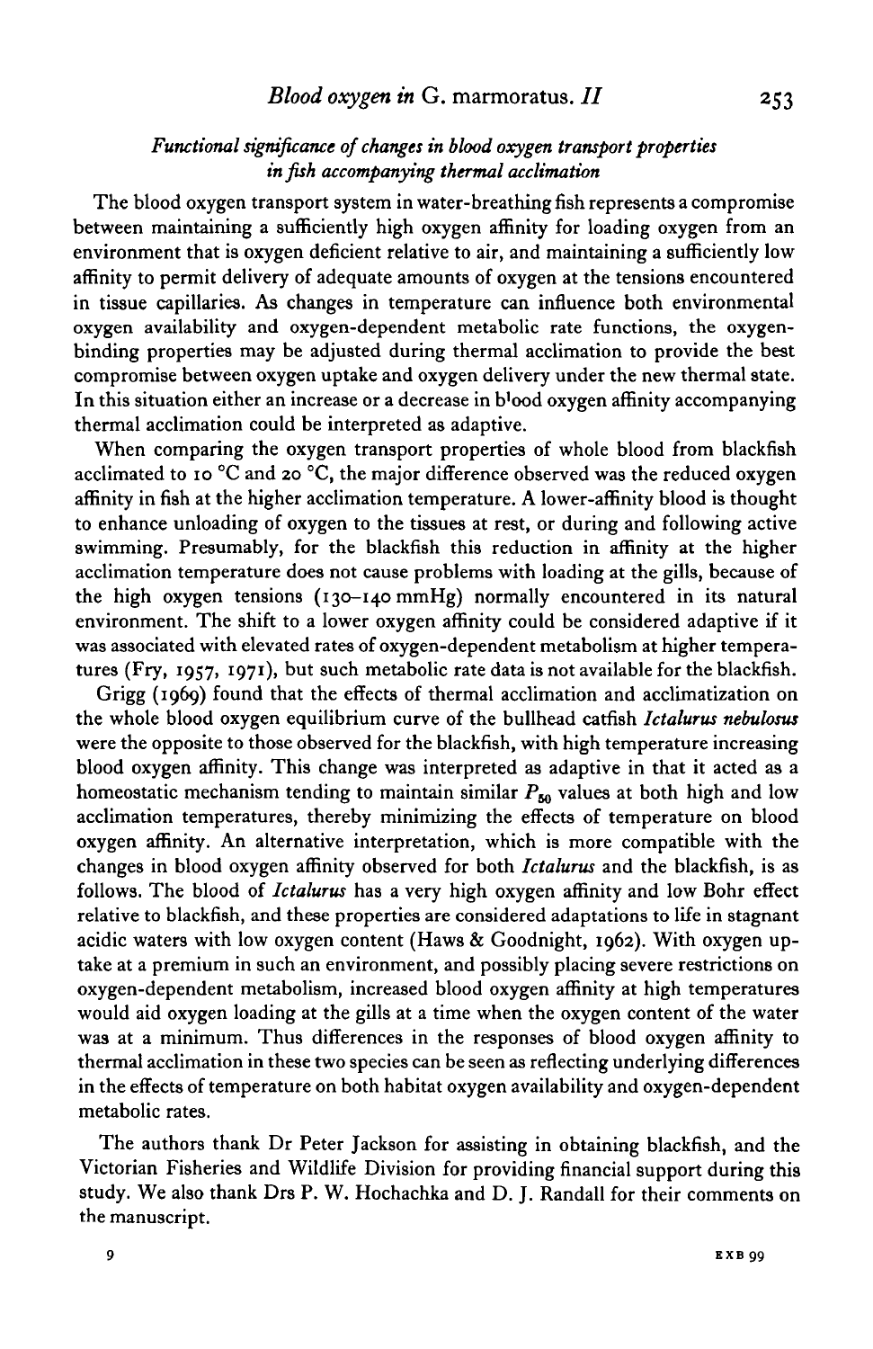### *Functional significance of changes in blood oxygen transport properties in fish accompanying thermal acclimation*

The blood oxygen transport system in water-breathing fish represents a compromise between maintaining a sufficiently high oxygen affinity for loading oxygen from an environment that is oxygen deficient relative to air, and maintaining a sufficiently low affinity to permit delivery of adequate amounts of oxygen at the tensions encountered in tissue capillaries. As changes in temperature can influence both environmental oxygen availability and oxygen-dependent metabolic rate functions, the oxygen-binding properties may be adjusted during thermal acclimation to provide the best compromise between oxygen uptake and oxygen delivery under the new thermal state. In this situation either an increase or a decrease in blood oxygen affinity accompanying thermal acclimation could be interpreted as adaptive.

When comparing the oxygen transport properties of whole blood from blackfish acclimated to 10 °C and 20 °C, the major difference observed was the reduced oxygen affinity in fish at the higher acclimation temperature. A lower-affinity blood is thought to enhance unloading of oxygen to the tissues at rest, or during and following active swimming. Presumably, for the blackfish this reduction in affinity at the higher acclimation temperature does not cause problems with loading at the gills, because of the high oxygen tensions (130–140 mmHg) normally encountered in its natural environment. The shift to a lower oxygen affinity could be considered adaptive if it was associated with elevated rates of oxygen-dependent metabolism at higher temperatures (Fry, 1957, 1971), but such metabolic rate data is not available for the blackfish.

Grigg (1969) found that the effects of thermal acclimation and acclimatization on the whole blood oxygen equilibrium curve of the bullhead catfish *Ictalurus nebulosus* were the opposite to those observed for the blackfish, with high temperature increasing blood oxygen affinity. This change was interpreted as adaptive in that it acted as a homeostatic mechanism tending to maintain similar $P_{50}$ values at both high and low acclimation temperatures, thereby minimizing the effects of temperature on blood oxygen affinity. An alternative interpretation, which is more compatible with the changes in blood oxygen affinity observed for both *Ictalurus* and the blackfish, is as follows. The blood of *Ictalurus* has a very high oxygen affinity and low Bohr effect relative to blackfish, and these properties are considered adaptations to life in stagnant acidic waters with low oxygen content (Haws & Goodnight, 1962). With oxygen uptake at a premium in such an environment, and possibly placing severe restrictions on oxygen-dependent metabolism, increased blood oxygen affinity at high temperatures would aid oxygen loading at the gills at a time when the oxygen content of the water was at a minimum. Thus differences in the responses of blood oxygen affinity to thermal acclimation in these two species can be seen as reflecting underlying differences in the effects of temperature on both habitat oxygen availability and oxygen-dependent metabolic rates.

The authors thank Dr Peter Jackson for assisting in obtaining blackfish, and the Victorian Fisheries and Wildlife Division for providing financial support during this study. We also thank Drs P. W. Hochachka and D. J. Randall for their comments on the manuscript.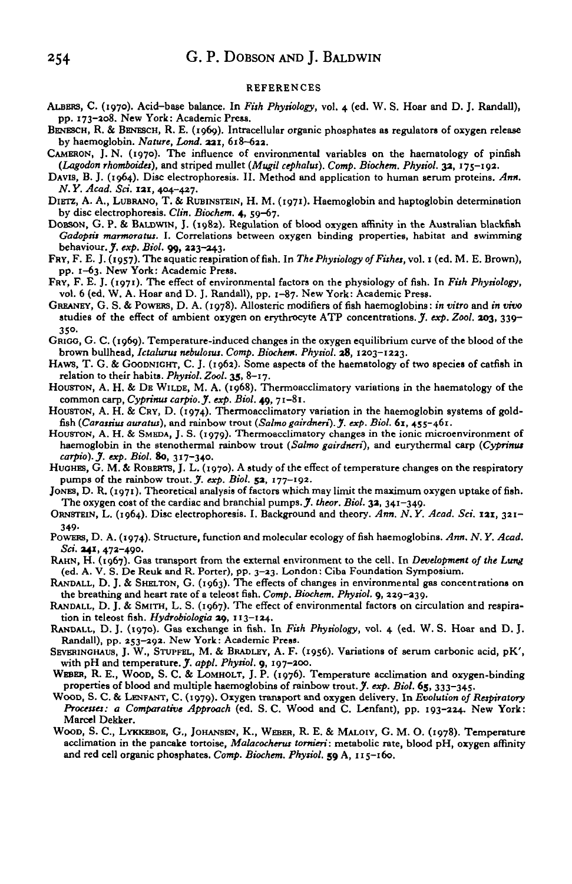## REFERENCES

Albers, C. (1970). Acid–base balance. In *Fish Physiology*, vol. 4 (ed. W. S. Hoar and D. J. Randall), pp. 173–208. New York: Academic Press.

Benesch, R. & Benesch, R. E. (1969). Intracellular organic phosphates as regulators of oxygen release by haemoglobin. *Nature, Lond.* **221**, 618–622.

Cameron, J. N. (1970). The influence of environmental variables on the haematology of pinfish (*Lagodon rhomboides*), and striped mullet (*Mugil cephalus*). *Comp. Biochem. Physiol.* **32**, 175–192.

Davis, B. J. (1964). Disc electrophoresis. II. Method and application to human serum proteins. *Ann. N.Y. Acad. Sci.* **121**, 404–427.

Dietz, A. A., Lubrano, T. & Rubinstein, H. M. (1971). Haemoglobin and haptoglobin determination by disc electrophoresis. *Clin. Biochem.* **4**, 59–67.

Dobson, G. P. & Baldwin, J. (1982). Regulation of blood oxygen affinity in the Australian blackfish *Gadopsis marmoratus*. I. Correlations between oxygen binding properties, habitat and swimming behaviour. *J. exp. Biol.* **99**, 223–243.

Fry, F. E. J. (1957). The aquatic respiration of fish. In *The Physiology of Fishes*, vol. 1 (ed. M. E. Brown), pp. 1–63. New York: Academic Press.

Fry, F. E. J. (1971). The effect of environmental factors on the physiology of fish. In *Fish Physiology*, vol. 6 (ed. W. A. Hoar and D. J. Randall), pp. 1–87. New York: Academic Press.

Greaney, G. S. & Powers, D. A. (1978). Allosteric modifiers of fish haemoglobins: *in vitro* and *in vivo* studies of the effect of ambient oxygen on erythrocyte ATP concentrations. *J. exp. Zool.* **203**, 339–350.

Grigg, G. C. (1969). Temperature-induced changes in the oxygen equilibrium curve of the blood of the brown bullhead, *Ictalurus nebulosus*. *Comp. Biochem. Physiol.* **28**, 1203–1223.

Haws, T. G. & Goodnight, C. J. (1962). Some aspects of the haematology of two species of catfish in relation to their habits. *Physiol. Zool.* **35**, 8–17.

Houston, A. H. & De Wilde, M. A. (1968). Thermoacclimatory variations in the haematology of the common carp, *Cyprinus carpio*. *J. exp. Biol.* **49**, 71–81.

Houston, A. H. & Cry, D. (1974). Thermoacclimatory variation in the haemoglobin systems of goldfish (*Carassius auratus*), and rainbow trout (*Salmo gairdneri*). *J. exp. Biol.* **61**, 455–461.

Houston, A. H. & Smeda, J. S. (1979). Thermoacclimatory changes in the ionic microenvironment of haemoglobin in the stenothermal rainbow trout (*Salmo gairdneri*), and eurythermal carp (*Cyprinus carpio*). *J. exp. Biol.* **80**, 317–340.

Hughes, G. M. & Roberts, J. L. (1970). A study of the effect of temperature changes on the respiratory pumps of the rainbow trout. *J. exp. Biol.* **52**, 177–192.

Jones, D. R. (1971). Theoretical analysis of factors which may limit the maximum oxygen uptake of fish. The oxygen cost of the cardiac and branchial pumps. *J. theor. Biol.* **32**, 341–349.

Ornstein, L. (1964). Disc electrophoresis. I. Background and theory. *Ann. N.Y. Acad. Sci.* **121**, 321–349.

Powers, D. A. (1974). Structure, function and molecular ecology of fish haemoglobins. *Ann. N.Y. Acad. Sci.* **241**, 472–490.

Rahn, H. (1967). Gas transport from the external environment to the cell. In *Development of the Lung* (ed. A. V. S. De Reuk and R. Porter), pp. 3–23. London: Ciba Foundation Symposium.

Randall, D. J. & Shelton, G. (1963). The effects of changes in environmental gas concentrations on the breathing and heart rate of a teleost fish. *Comp. Biochem. Physiol.* **9**, 229–239.

Randall, D. J. & Smith, L. S. (1967). The effect of environmental factors on circulation and respiration in teleost fish. *Hydrobiologia* **29**, 113–124.

Randall, D. J. (1970). Gas exchange in fish. In *Fish Physiology*, vol. 4 (ed. W. S. Hoar and D. J. Randall), pp. 253–292. New York: Academic Press.

Severinghaus, J. W., Stupfel, M. & Bradley, A. F. (1956). Variations of serum carbonic acid, pK′, with pH and temperature. *J. appl. Physiol.* **9**, 197–200.

Weber, R. E., Wood, S. C. & Lomholt, J. P. (1976). Temperature acclimation and oxygen-binding properties of blood and multiple haemoglobins of rainbow trout. *J. exp. Biol.* **65**, 333–345.

Wood, S. C. & Lenfant, C. (1979). Oxygen transport and oxygen delivery. In *Evolution of Respiratory Processes: a Comparative Approach* (ed. S. C. Wood and C. Lenfant), pp. 193–224. New York: Marcel Dekker.

Wood, S. C., Lykkeboe, G., Johansen, K., Weber, R. E. & Maloiy, G. M. O. (1978). Temperature acclimation in the pancake tortoise, *Malacochersus tornieri*: metabolic rate, blood pH, oxygen affinity and red cell organic phosphates. *Comp. Biochem. Physiol.* **59** A, 115–160.